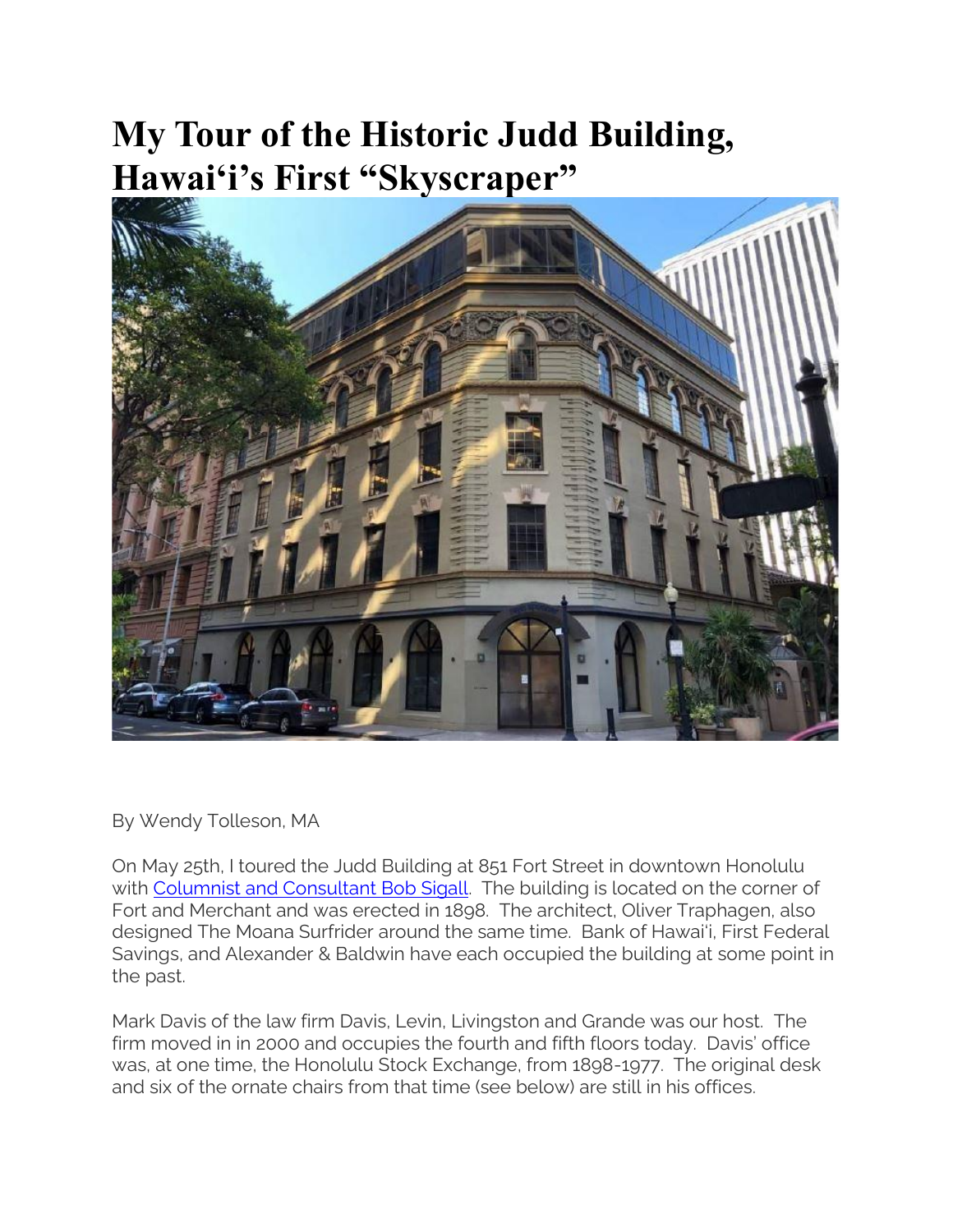# My Tour of the Historic Judd Building, Hawai'i's First "Skyscraper"

By Wendy Tolleson, MA

On May 25th, I toured the Judd Building at 851 Fort Street in downtown Honolulu with Columnist and Consultant Bob Sigall. The building is located on the corner of Fort and Merchant and was erected in 1898. The architect, Oliver Traphagen, also designed The Moana Surfrider around the same time. Bank of Hawai'i, First Federal Savings, and Alexander & Baldwin have each occupied the building at some point in the past.

Mark Davis of the law firm Davis, Levin, Livingston and Grande was our host. The firm moved in in 2000 and occupies the fourth and fifth floors today. Davis' office was, at one time, the Honolulu Stock Exchange, from 1898-1977. The original desk and six of the ornate chairs from that time (see below) are still in his offices.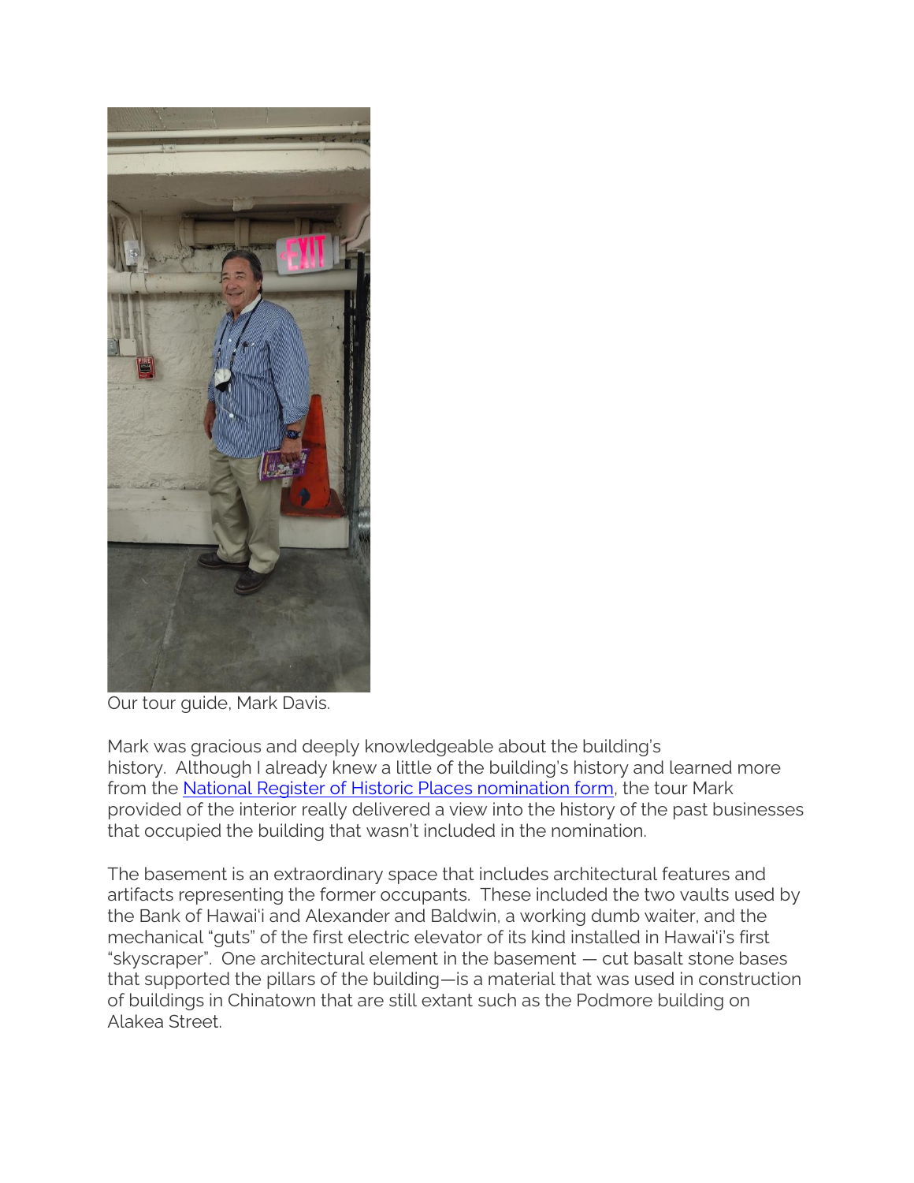Our tour guide, Mark Davis.

Mark was gracious and deeply knowledgeable about the building's history. Although I already knew a little of the building's history and learned more from the [National Register of Historic Places nomination form](), the tour Mark provided of the interior really delivered a view into the history of the past businesses that occupied the building that wasn't included in the nomination.

The basement is an extraordinary space that includes architectural features and artifacts representing the former occupants. These included the two vaults used by the Bank of Hawaiʻi and Alexander and Baldwin, a working dumb waiter, and the mechanical "guts" of the first electric elevator of its kind installed in Hawaiʻi's first "skyscraper". One architectural element in the basement — cut basalt stone bases that supported the pillars of the building—is a material that was used in construction of buildings in Chinatown that are still extant such as the Podmore building on Alakea Street.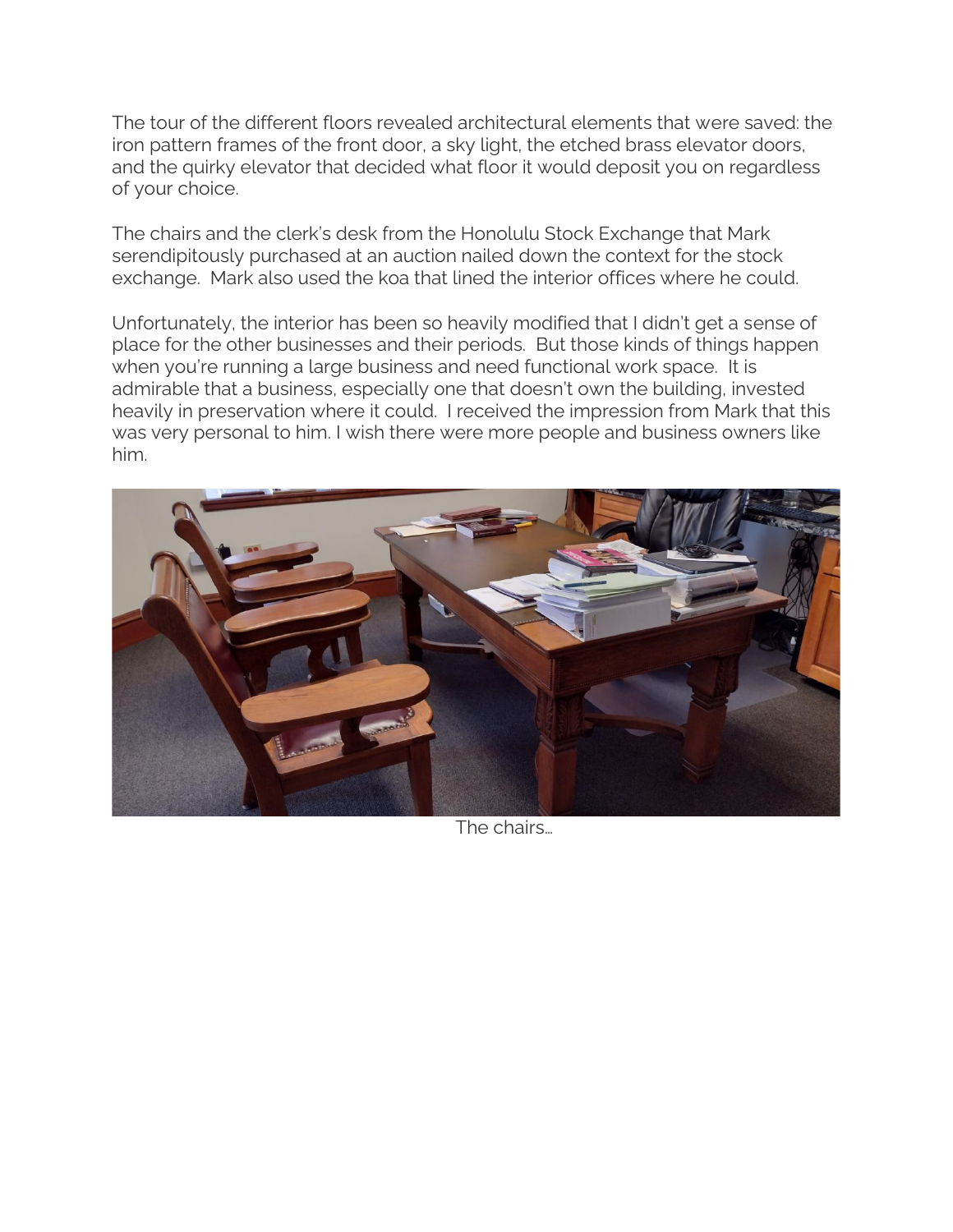The tour of the different floors revealed architectural elements that were saved: the iron pattern frames of the front door, a sky light, the etched brass elevator doors, and the quirky elevator that decided what floor it would deposit you on regardless of your choice.

The chairs and the clerk's desk from the Honolulu Stock Exchange that Mark serendipitously purchased at an auction nailed down the context for the stock exchange. Mark also used the koa that lined the interior offices where he could.

Unfortunately, the interior has been so heavily modified that I didn't get a sense of place for the other businesses and their periods. But those kinds of things happen when you're running a large business and need functional work space. It is admirable that a business, especially one that doesn't own the building, invested heavily in preservation where it could. I received the impression from Mark that this was very personal to him. I wish there were more people and business owners like him.

The chairs…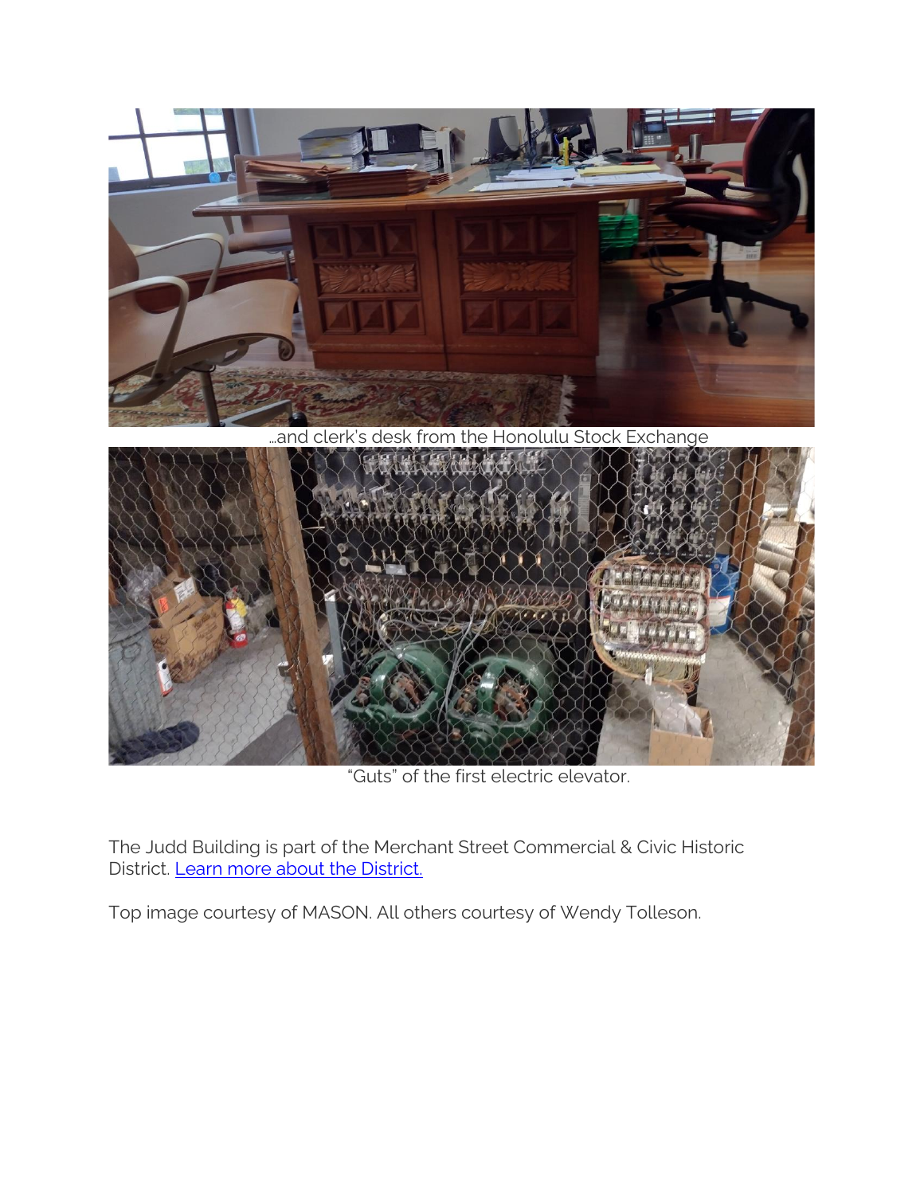…and clerk's desk from the Honolulu Stock Exchange

"Guts" of the first electric elevator.

The Judd Building is part of the Merchant Street Commercial & Civic Historic District. [Learn more about the District.]

Top image courtesy of MASON. All others courtesy of Wendy Tolleson.